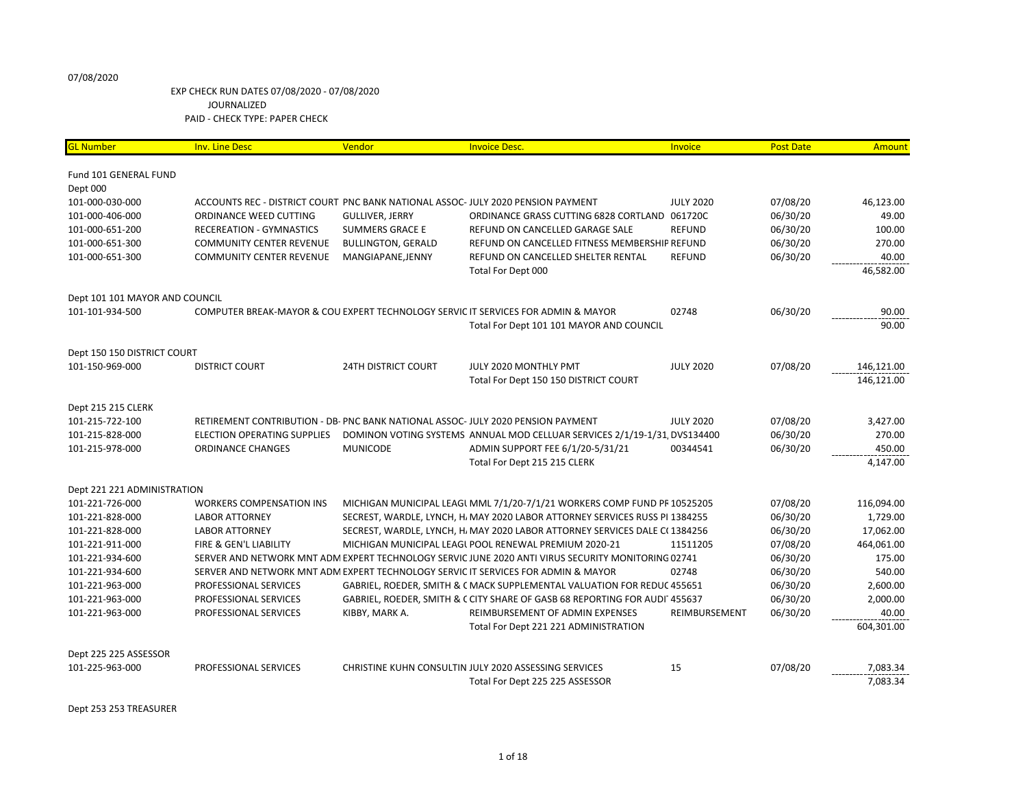07/08/2020

EXP CHECK RUN DATES 07/08/2020 - 07/08/2020
JOURNALIZED
PAID - CHECK TYPE: PAPER CHECK

| GL Number | Inv. Line Desc | Vendor | Invoice Desc. | Invoice | Post Date | Amount |
|---|---|---|---|---|---|---|
| Fund 101 GENERAL FUND | | | | | | |
| Dept 000 | | | | | | |
| 101-000-030-000 | ACCOUNTS REC - DISTRICT COURT | PNC BANK NATIONAL ASSOC- | JULY 2020 PENSION PAYMENT | JULY 2020 | 07/08/20 | 46,123.00 |
| 101-000-406-000 | ORDINANCE WEED CUTTING | GULLIVER, JERRY | ORDINANCE GRASS CUTTING 6828 CORTLAND | 061720C | 06/30/20 | 49.00 |
| 101-000-651-200 | RECEREATION - GYMNASTICS | SUMMERS GRACE E | REFUND ON CANCELLED GARAGE SALE | REFUND | 06/30/20 | 100.00 |
| 101-000-651-300 | COMMUNITY CENTER REVENUE | BULLINGTON, GERALD | REFUND ON CANCELLED FITNESS MEMBERSHIP | REFUND | 06/30/20 | 270.00 |
| 101-000-651-300 | COMMUNITY CENTER REVENUE | MANGIAPANE,JENNY | REFUND ON CANCELLED SHELTER RENTAL | REFUND | 06/30/20 | 40.00 |
| | | | Total For Dept 000 | | | 46,582.00 |
| Dept 101 101 MAYOR AND COUNCIL | | | | | | |
| 101-101-934-500 | COMPUTER BREAK-MAYOR & COU | EXPERT TECHNOLOGY SERVIC | IT SERVICES FOR ADMIN & MAYOR | 02748 | 06/30/20 | 90.00 |
| | | | Total For Dept 101 101 MAYOR AND COUNCIL | | | 90.00 |
| Dept 150 150 DISTRICT COURT | | | | | | |
| 101-150-969-000 | DISTRICT COURT | 24TH DISTRICT COURT | JULY 2020 MONTHLY PMT | JULY 2020 | 07/08/20 | 146,121.00 |
| | | | Total For Dept 150 150 DISTRICT COURT | | | 146,121.00 |
| Dept 215 215 CLERK | | | | | | |
| 101-215-722-100 | RETIREMENT CONTRIBUTION - DB- | PNC BANK NATIONAL ASSOC- | JULY 2020 PENSION PAYMENT | JULY 2020 | 07/08/20 | 3,427.00 |
| 101-215-828-000 | ELECTION OPERATING SUPPLIES | DOMINON VOTING SYSTEMS | ANNUAL MOD CELLUAR SERVICES 2/1/19-1/31, | DVS134400 | 06/30/20 | 270.00 |
| 101-215-978-000 | ORDINANCE CHANGES | MUNICODE | ADMIN SUPPORT FEE 6/1/20-5/31/21 | 00344541 | 06/30/20 | 450.00 |
| | | | Total For Dept 215 215 CLERK | | | 4,147.00 |
| Dept 221 221 ADMINISTRATION | | | | | | |
| 101-221-726-000 | WORKERS COMPENSATION INS | MICHIGAN MUNICIPAL LEAGU | MML 7/1/20-7/1/21 WORKERS COMP FUND PF | 10525205 | 07/08/20 | 116,094.00 |
| 101-221-828-000 | LABOR ATTORNEY | SECREST, WARDLE, LYNCH, H. | MAY 2020 LABOR ATTORNEY SERVICES RUSS PI | 1384255 | 06/30/20 | 1,729.00 |
| 101-221-828-000 | LABOR ATTORNEY | SECREST, WARDLE, LYNCH, H. | MAY 2020 LABOR ATTORNEY SERVICES DALE C( | 1384256 | 06/30/20 | 17,062.00 |
| 101-221-911-000 | FIRE & GEN'L LIABILITY | MICHIGAN MUNICIPAL LEAGU | POOL RENEWAL PREMIUM 2020-21 | 11511205 | 07/08/20 | 464,061.00 |
| 101-221-934-600 | SERVER AND NETWORK MNT ADM | EXPERT TECHNOLOGY SERVIC | JUNE 2020 ANTI VIRUS SECURITY MONITORING | 02741 | 06/30/20 | 175.00 |
| 101-221-934-600 | SERVER AND NETWORK MNT ADM | EXPERT TECHNOLOGY SERVIC | IT SERVICES FOR ADMIN & MAYOR | 02748 | 06/30/20 | 540.00 |
| 101-221-963-000 | PROFESSIONAL SERVICES | GABRIEL, ROEDER, SMITH & C | MACK SUPPLEMENTAL VALUATION FOR REDUC | 455651 | 06/30/20 | 2,600.00 |
| 101-221-963-000 | PROFESSIONAL SERVICES | GABRIEL, ROEDER, SMITH & C | CITY SHARE OF GASB 68 REPORTING FOR AUDI | 455637 | 06/30/20 | 2,000.00 |
| 101-221-963-000 | PROFESSIONAL SERVICES | KIBBY, MARK A. | REIMBURSEMENT OF ADMIN EXPENSES | REIMBURSEMENT | 06/30/20 | 40.00 |
| | | | Total For Dept 221 221 ADMINISTRATION | | | 604,301.00 |
| Dept 225 225 ASSESSOR | | | | | | |
| 101-225-963-000 | PROFESSIONAL SERVICES | CHRISTINE KUHN CONSULTIN | JULY 2020 ASSESSING SERVICES | 15 | 07/08/20 | 7,083.34 |
| | | | Total For Dept 225 225 ASSESSOR | | | 7,083.34 |
| Dept 253 253 TREASURER | | | | | | |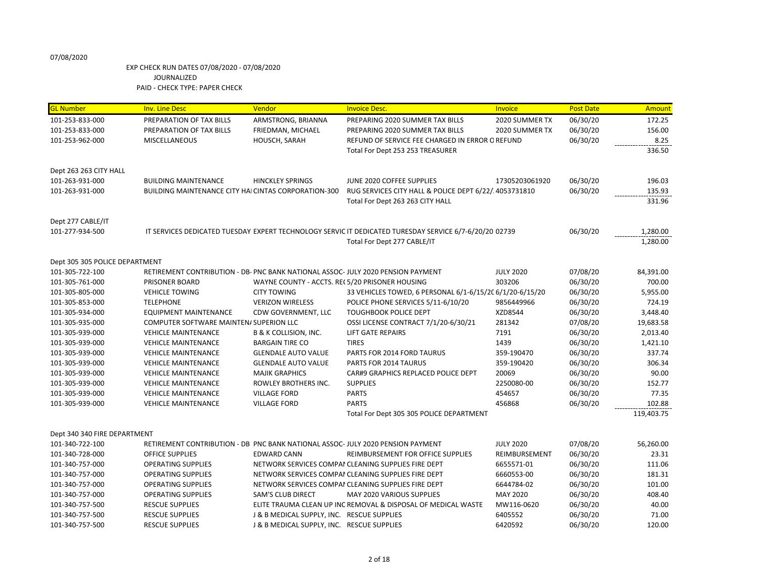07/08/2020

EXP CHECK RUN DATES 07/08/2020 - 07/08/2020
JOURNALIZED
PAID - CHECK TYPE: PAPER CHECK

| GL Number | Inv. Line Desc | Vendor | Invoice Desc. | Invoice | Post Date | Amount |
|---|---|---|---|---|---|---|
| 101-253-833-000 | PREPARATION OF TAX BILLS | ARMSTRONG, BRIANNA | PREPARING 2020 SUMMER TAX BILLS | 2020 SUMMER TX | 06/30/20 | 172.25 |
| 101-253-833-000 | PREPARATION OF TAX BILLS | FRIEDMAN, MICHAEL | PREPARING 2020 SUMMER TAX BILLS | 2020 SUMMER TX | 06/30/20 | 156.00 |
| 101-253-962-000 | MISCELLANEOUS | HOUSCH, SARAH | REFUND OF SERVICE FEE CHARGED IN ERROR O | REFUND | 06/30/20 | 8.25 |
| | | | Total For Dept 253 253 TREASURER | | | 336.50 |
| Dept 263 263 CITY HALL | | | | | | |
| 101-263-931-000 | BUILDING MAINTENANCE | HINCKLEY SPRINGS | JUNE 2020 COFFEE SUPPLIES | 17305203061920 | 06/30/20 | 196.03 |
| 101-263-931-000 | BUILDING MAINTENANCE CITY HA | CINTAS CORPORATION-300 | RUG SERVICES CITY HALL & POLICE DEPT 6/22/ | 4053731810 | 06/30/20 | 135.93 |
| | | | Total For Dept 263 263 CITY HALL | | | 331.96 |
| Dept 277 CABLE/IT | | | | | | |
| 101-277-934-500 | IT SERVICES DEDICATED TUESDAY | EXPERT TECHNOLOGY SERVIC | IT DEDICATED TURESDAY SERVICE 6/7-6/20/20 | 02739 | 06/30/20 | 1,280.00 |
| | | | Total For Dept 277 CABLE/IT | | | 1,280.00 |
| Dept 305 305 POLICE DEPARTMENT | | | | | | |
| 101-305-722-100 | RETIREMENT CONTRIBUTION - DB- | PNC BANK NATIONAL ASSOC- | JULY 2020 PENSION PAYMENT | JULY 2020 | 07/08/20 | 84,391.00 |
| 101-305-761-000 | PRISONER BOARD | WAYNE COUNTY - ACCTS. RE( | 5/20 PRISONER HOUSING | 303206 | 06/30/20 | 700.00 |
| 101-305-805-000 | VEHICLE TOWING | CITY TOWING | 33 VEHICLES TOWED, 6 PERSONAL 6/1-6/15/2( | 6/1/20-6/15/20 | 06/30/20 | 5,955.00 |
| 101-305-853-000 | TELEPHONE | VERIZON WIRELESS | POLICE PHONE SERVICES 5/11-6/10/20 | 9856449966 | 06/30/20 | 724.19 |
| 101-305-934-000 | EQUIPMENT MAINTENANCE | CDW GOVERNMENT, LLC | TOUGHBOOK POLICE DEPT | XZD8544 | 06/30/20 | 3,448.40 |
| 101-305-935-000 | COMPUTER SOFTWARE MAINTEN/ | SUPERION LLC | OSSI LICENSE CONTRACT 7/1/20-6/30/21 | 281342 | 07/08/20 | 19,683.58 |
| 101-305-939-000 | VEHICLE MAINTENANCE | B & K COLLISION, INC. | LIFT GATE REPAIRS | 7191 | 06/30/20 | 2,013.40 |
| 101-305-939-000 | VEHICLE MAINTENANCE | BARGAIN TIRE CO | TIRES | 1439 | 06/30/20 | 1,421.10 |
| 101-305-939-000 | VEHICLE MAINTENANCE | GLENDALE AUTO VALUE | PARTS FOR 2014 FORD TAURUS | 359-190470 | 06/30/20 | 337.74 |
| 101-305-939-000 | VEHICLE MAINTENANCE | GLENDALE AUTO VALUE | PARTS FOR 2014 TAURUS | 359-190420 | 06/30/20 | 306.34 |
| 101-305-939-000 | VEHICLE MAINTENANCE | MAJIK GRAPHICS | CAR#9 GRAPHICS REPLACED POLICE DEPT | 20069 | 06/30/20 | 90.00 |
| 101-305-939-000 | VEHICLE MAINTENANCE | ROWLEY BROTHERS INC. | SUPPLIES | 2250080-00 | 06/30/20 | 152.77 |
| 101-305-939-000 | VEHICLE MAINTENANCE | VILLAGE FORD | PARTS | 454657 | 06/30/20 | 77.35 |
| 101-305-939-000 | VEHICLE MAINTENANCE | VILLAGE FORD | PARTS | 456868 | 06/30/20 | 102.88 |
| | | | Total For Dept 305 305 POLICE DEPARTMENT | | | 119,403.75 |
| Dept 340 340 FIRE DEPARTMENT | | | | | | |
| 101-340-722-100 | RETIREMENT CONTRIBUTION - DB | PNC BANK NATIONAL ASSOC- | JULY 2020 PENSION PAYMENT | JULY 2020 | 07/08/20 | 56,260.00 |
| 101-340-728-000 | OFFICE SUPPLIES | EDWARD CANN | REIMBURSEMENT FOR OFFICE SUPPLIES | REIMBURSEMENT | 06/30/20 | 23.31 |
| 101-340-757-000 | OPERATING SUPPLIES | NETWORK SERVICES COMPAI | CLEANING SUPPLIES FIRE DEPT | 6655571-01 | 06/30/20 | 111.06 |
| 101-340-757-000 | OPERATING SUPPLIES | NETWORK SERVICES COMPAI | CLEANING SUPPLIES FIRE DEPT | 6660553-00 | 06/30/20 | 181.31 |
| 101-340-757-000 | OPERATING SUPPLIES | NETWORK SERVICES COMPAI | CLEANING SUPPLIES FIRE DEPT | 6644784-02 | 06/30/20 | 101.00 |
| 101-340-757-000 | OPERATING SUPPLIES | SAM'S CLUB DIRECT | MAY 2020 VARIOUS SUPPLIES | MAY 2020 | 06/30/20 | 408.40 |
| 101-340-757-500 | RESCUE SUPPLIES | ELITE TRAUMA CLEAN UP INC | REMOVAL & DISPOSAL OF MEDICAL WASTE | MW116-0620 | 06/30/20 | 40.00 |
| 101-340-757-500 | RESCUE SUPPLIES | J & B MEDICAL SUPPLY, INC. | RESCUE SUPPLIES | 6405552 | 06/30/20 | 71.00 |
| 101-340-757-500 | RESCUE SUPPLIES | J & B MEDICAL SUPPLY, INC. | RESCUE SUPPLIES | 6420592 | 06/30/20 | 120.00 |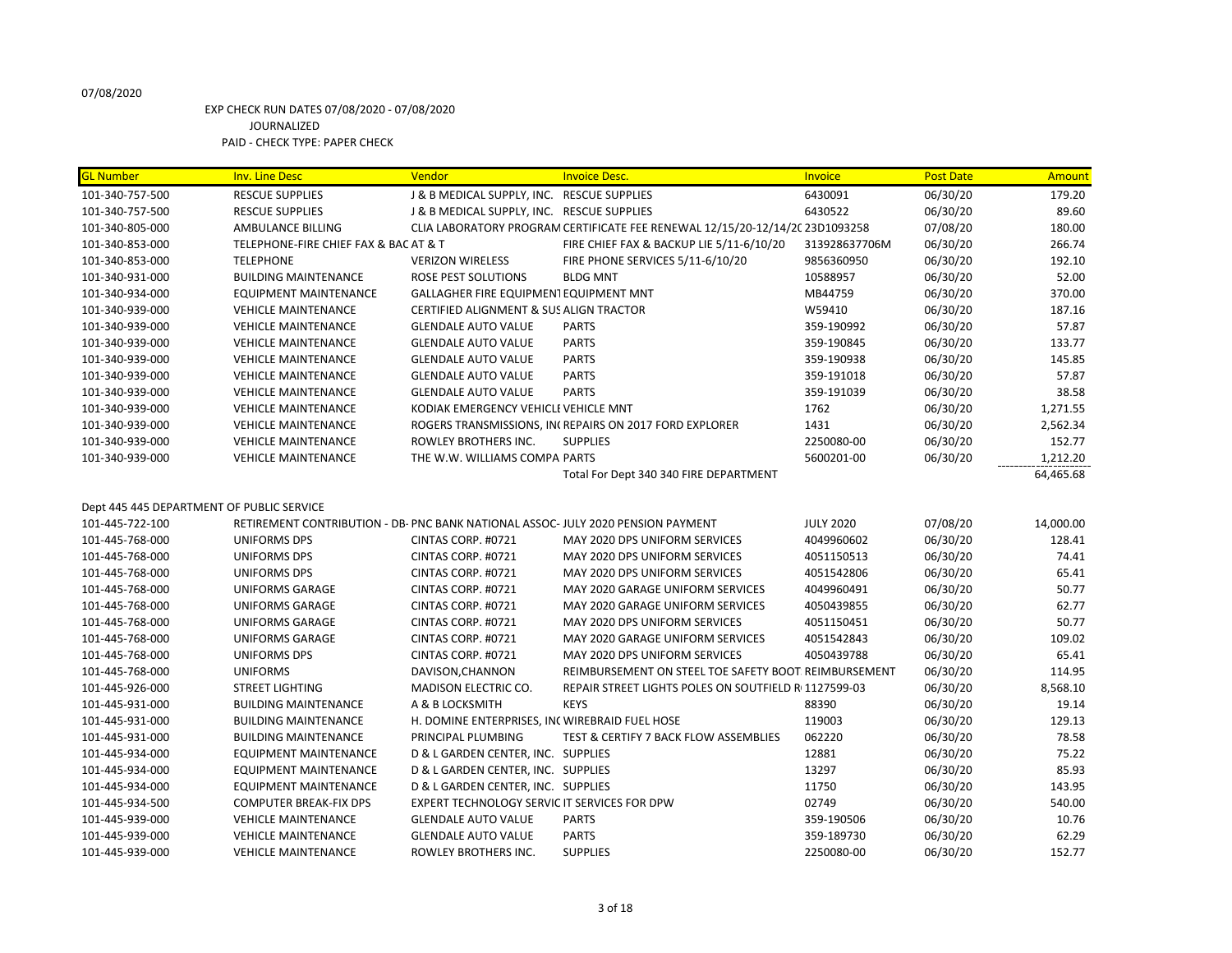07/08/2020

EXP CHECK RUN DATES 07/08/2020 - 07/08/2020
JOURNALIZED
PAID - CHECK TYPE: PAPER CHECK

| GL Number | Inv. Line Desc | Vendor | Invoice Desc. | Invoice | Post Date | Amount |
|---|---|---|---|---|---|---|
| 101-340-757-500 | RESCUE SUPPLIES | J & B MEDICAL SUPPLY, INC. | RESCUE SUPPLIES | 6430091 | 06/30/20 | 179.20 |
| 101-340-757-500 | RESCUE SUPPLIES | J & B MEDICAL SUPPLY, INC. | RESCUE SUPPLIES | 6430522 | 06/30/20 | 89.60 |
| 101-340-805-000 | AMBULANCE BILLING | CLIA LABORATORY PROGRAM | CERTIFICATE FEE RENEWAL 12/15/20-12/14/20 | 23D1093258 | 07/08/20 | 180.00 |
| 101-340-853-000 | TELEPHONE-FIRE CHIEF FAX & BAC | AT & T | FIRE CHIEF FAX & BACKUP LIE 5/11-6/10/20 | 313928637706M | 06/30/20 | 266.74 |
| 101-340-853-000 | TELEPHONE | VERIZON WIRELESS | FIRE PHONE SERVICES 5/11-6/10/20 | 9856360950 | 06/30/20 | 192.10 |
| 101-340-931-000 | BUILDING MAINTENANCE | ROSE PEST SOLUTIONS | BLDG MNT | 10588957 | 06/30/20 | 52.00 |
| 101-340-934-000 | EQUIPMENT MAINTENANCE | GALLAGHER FIRE EQUIPMENT | EQUIPMENT MNT | MB44759 | 06/30/20 | 370.00 |
| 101-340-939-000 | VEHICLE MAINTENANCE | CERTIFIED ALIGNMENT & SUS | ALIGN TRACTOR | W59410 | 06/30/20 | 187.16 |
| 101-340-939-000 | VEHICLE MAINTENANCE | GLENDALE AUTO VALUE | PARTS | 359-190992 | 06/30/20 | 57.87 |
| 101-340-939-000 | VEHICLE MAINTENANCE | GLENDALE AUTO VALUE | PARTS | 359-190845 | 06/30/20 | 133.77 |
| 101-340-939-000 | VEHICLE MAINTENANCE | GLENDALE AUTO VALUE | PARTS | 359-190938 | 06/30/20 | 145.85 |
| 101-340-939-000 | VEHICLE MAINTENANCE | GLENDALE AUTO VALUE | PARTS | 359-191018 | 06/30/20 | 57.87 |
| 101-340-939-000 | VEHICLE MAINTENANCE | GLENDALE AUTO VALUE | PARTS | 359-191039 | 06/30/20 | 38.58 |
| 101-340-939-000 | VEHICLE MAINTENANCE | KODIAK EMERGENCY VEHICLE | VEHICLE MNT | 1762 | 06/30/20 | 1,271.55 |
| 101-340-939-000 | VEHICLE MAINTENANCE | ROGERS TRANSMISSIONS, INC | REPAIRS ON 2017 FORD EXPLORER | 1431 | 06/30/20 | 2,562.34 |
| 101-340-939-000 | VEHICLE MAINTENANCE | ROWLEY BROTHERS INC. | SUPPLIES | 2250080-00 | 06/30/20 | 152.77 |
| 101-340-939-000 | VEHICLE MAINTENANCE | THE W.W. WILLIAMS COMPA | PARTS | 5600201-00 | 06/30/20 | 1,212.20 |
| | | | Total For Dept 340 340 FIRE DEPARTMENT | | | 64,465.68 |
| Dept 445 445 DEPARTMENT OF PUBLIC SERVICE | | | | | | |
| 101-445-722-100 | RETIREMENT CONTRIBUTION - DB- | PNC BANK NATIONAL ASSOC- | JULY 2020 PENSION PAYMENT | JULY 2020 | 07/08/20 | 14,000.00 |
| 101-445-768-000 | UNIFORMS DPS | CINTAS CORP. #0721 | MAY 2020 DPS UNIFORM SERVICES | 4049960602 | 06/30/20 | 128.41 |
| 101-445-768-000 | UNIFORMS DPS | CINTAS CORP. #0721 | MAY 2020 DPS UNIFORM SERVICES | 4051150513 | 06/30/20 | 74.41 |
| 101-445-768-000 | UNIFORMS DPS | CINTAS CORP. #0721 | MAY 2020 DPS UNIFORM SERVICES | 4051542806 | 06/30/20 | 65.41 |
| 101-445-768-000 | UNIFORMS GARAGE | CINTAS CORP. #0721 | MAY 2020 GARAGE UNIFORM SERVICES | 4049960491 | 06/30/20 | 50.77 |
| 101-445-768-000 | UNIFORMS GARAGE | CINTAS CORP. #0721 | MAY 2020 GARAGE UNIFORM SERVICES | 4050439855 | 06/30/20 | 62.77 |
| 101-445-768-000 | UNIFORMS GARAGE | CINTAS CORP. #0721 | MAY 2020 DPS UNIFORM SERVICES | 4051150451 | 06/30/20 | 50.77 |
| 101-445-768-000 | UNIFORMS GARAGE | CINTAS CORP. #0721 | MAY 2020 GARAGE UNIFORM SERVICES | 4051542843 | 06/30/20 | 109.02 |
| 101-445-768-000 | UNIFORMS DPS | CINTAS CORP. #0721 | MAY 2020 DPS UNIFORM SERVICES | 4050439788 | 06/30/20 | 65.41 |
| 101-445-768-000 | UNIFORMS | DAVISON,CHANNON | REIMBURSEMENT ON STEEL TOE SAFETY BOOT | REIMBURSEMENT | 06/30/20 | 114.95 |
| 101-445-926-000 | STREET LIGHTING | MADISON ELECTRIC CO. | REPAIR STREET LIGHTS POLES ON SOUTFIELD R | 1127599-03 | 06/30/20 | 8,568.10 |
| 101-445-931-000 | BUILDING MAINTENANCE | A & B LOCKSMITH | KEYS | 88390 | 06/30/20 | 19.14 |
| 101-445-931-000 | BUILDING MAINTENANCE | H. DOMINE ENTERPRISES, INC | WIREBRAID FUEL HOSE | 119003 | 06/30/20 | 129.13 |
| 101-445-931-000 | BUILDING MAINTENANCE | PRINCIPAL PLUMBING | TEST & CERTIFY 7 BACK FLOW ASSEMBLIES | 062220 | 06/30/20 | 78.58 |
| 101-445-934-000 | EQUIPMENT MAINTENANCE | D & L GARDEN CENTER, INC. | SUPPLIES | 12881 | 06/30/20 | 75.22 |
| 101-445-934-000 | EQUIPMENT MAINTENANCE | D & L GARDEN CENTER, INC. | SUPPLIES | 13297 | 06/30/20 | 85.93 |
| 101-445-934-000 | EQUIPMENT MAINTENANCE | D & L GARDEN CENTER, INC. | SUPPLIES | 11750 | 06/30/20 | 143.95 |
| 101-445-934-500 | COMPUTER BREAK-FIX DPS | EXPERT TECHNOLOGY SERVIC | IT SERVICES FOR DPW | 02749 | 06/30/20 | 540.00 |
| 101-445-939-000 | VEHICLE MAINTENANCE | GLENDALE AUTO VALUE | PARTS | 359-190506 | 06/30/20 | 10.76 |
| 101-445-939-000 | VEHICLE MAINTENANCE | GLENDALE AUTO VALUE | PARTS | 359-189730 | 06/30/20 | 62.29 |
| 101-445-939-000 | VEHICLE MAINTENANCE | ROWLEY BROTHERS INC. | SUPPLIES | 2250080-00 | 06/30/20 | 152.77 |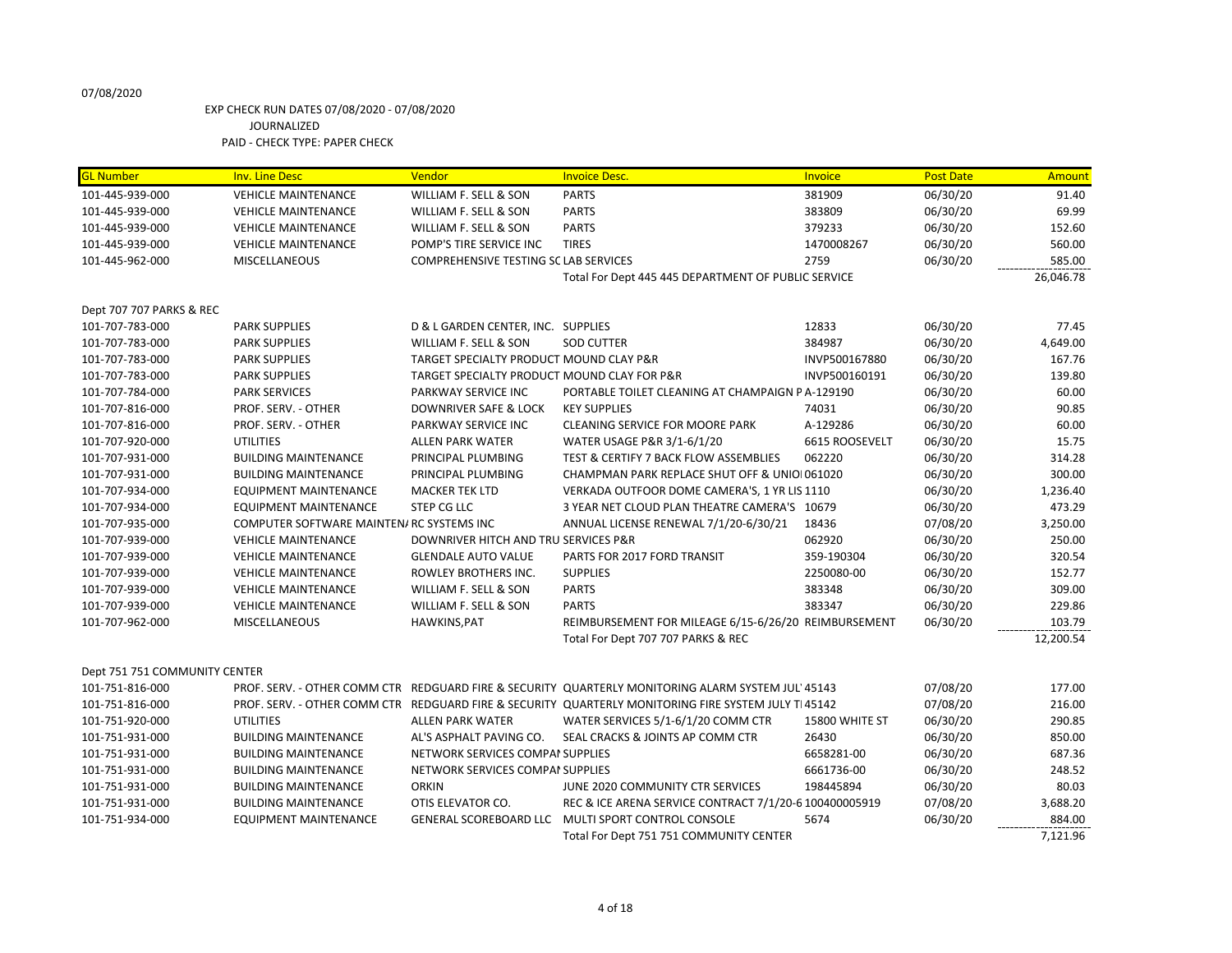07/08/2020

EXP CHECK RUN DATES 07/08/2020 - 07/08/2020
JOURNALIZED
PAID - CHECK TYPE: PAPER CHECK

| GL Number | Inv. Line Desc | Vendor | Invoice Desc. | Invoice | Post Date | Amount |
|---|---|---|---|---|---|---|
| 101-445-939-000 | VEHICLE MAINTENANCE | WILLIAM F. SELL & SON | PARTS | 381909 | 06/30/20 | 91.40 |
| 101-445-939-000 | VEHICLE MAINTENANCE | WILLIAM F. SELL & SON | PARTS | 383809 | 06/30/20 | 69.99 |
| 101-445-939-000 | VEHICLE MAINTENANCE | WILLIAM F. SELL & SON | PARTS | 379233 | 06/30/20 | 152.60 |
| 101-445-939-000 | VEHICLE MAINTENANCE | POMP'S TIRE SERVICE INC | TIRES | 1470008267 | 06/30/20 | 560.00 |
| 101-445-962-000 | MISCELLANEOUS | COMPREHENSIVE TESTING SC LAB SERVICES | | 2759 | 06/30/20 | 585.00 |
| | | | Total For Dept 445 445 DEPARTMENT OF PUBLIC SERVICE | | | 26,046.78 |
| Dept 707 707 PARKS & REC | | | | | | |
| 101-707-783-000 | PARK SUPPLIES | D & L GARDEN CENTER, INC. | SUPPLIES | 12833 | 06/30/20 | 77.45 |
| 101-707-783-000 | PARK SUPPLIES | WILLIAM F. SELL & SON | SOD CUTTER | 384987 | 06/30/20 | 4,649.00 |
| 101-707-783-000 | PARK SUPPLIES | TARGET SPECIALTY PRODUCT | MOUND CLAY P&R | INVP500167880 | 06/30/20 | 167.76 |
| 101-707-783-000 | PARK SUPPLIES | TARGET SPECIALTY PRODUCT | MOUND CLAY FOR P&R | INVP500160191 | 06/30/20 | 139.80 |
| 101-707-784-000 | PARK SERVICES | PARKWAY SERVICE INC | PORTABLE TOILET CLEANING AT CHAMPAIGN P | A-129190 | 06/30/20 | 60.00 |
| 101-707-816-000 | PROF. SERV. - OTHER | DOWNRIVER SAFE & LOCK | KEY SUPPLIES | 74031 | 06/30/20 | 90.85 |
| 101-707-816-000 | PROF. SERV. - OTHER | PARKWAY SERVICE INC | CLEANING SERVICE FOR MOORE PARK | A-129286 | 06/30/20 | 60.00 |
| 101-707-920-000 | UTILITIES | ALLEN PARK WATER | WATER USAGE P&R 3/1-6/1/20 | 6615 ROOSEVELT | 06/30/20 | 15.75 |
| 101-707-931-000 | BUILDING MAINTENANCE | PRINCIPAL PLUMBING | TEST & CERTIFY 7 BACK FLOW ASSEMBLIES | 062220 | 06/30/20 | 314.28 |
| 101-707-931-000 | BUILDING MAINTENANCE | PRINCIPAL PLUMBING | CHAMPMAN PARK REPLACE SHUT OFF & UNIO | 061020 | 06/30/20 | 300.00 |
| 101-707-934-000 | EQUIPMENT MAINTENANCE | MACKER TEK LTD | VERKADA OUTFOOR DOME CAMERA'S, 1 YR LIS | 1110 | 06/30/20 | 1,236.40 |
| 101-707-934-000 | EQUIPMENT MAINTENANCE | STEP CG LLC | 3 YEAR NET CLOUD PLAN THEATRE CAMERA'S | 10679 | 06/30/20 | 473.29 |
| 101-707-935-000 | COMPUTER SOFTWARE MAINTEN/ | RC SYSTEMS INC | ANNUAL LICENSE RENEWAL 7/1/20-6/30/21 | 18436 | 07/08/20 | 3,250.00 |
| 101-707-939-000 | VEHICLE MAINTENANCE | DOWNRIVER HITCH AND TRU | SERVICES P&R | 062920 | 06/30/20 | 250.00 |
| 101-707-939-000 | VEHICLE MAINTENANCE | GLENDALE AUTO VALUE | PARTS FOR 2017 FORD TRANSIT | 359-190304 | 06/30/20 | 320.54 |
| 101-707-939-000 | VEHICLE MAINTENANCE | ROWLEY BROTHERS INC. | SUPPLIES | 2250080-00 | 06/30/20 | 152.77 |
| 101-707-939-000 | VEHICLE MAINTENANCE | WILLIAM F. SELL & SON | PARTS | 383348 | 06/30/20 | 309.00 |
| 101-707-939-000 | VEHICLE MAINTENANCE | WILLIAM F. SELL & SON | PARTS | 383347 | 06/30/20 | 229.86 |
| 101-707-962-000 | MISCELLANEOUS | HAWKINS,PAT | REIMBURSEMENT FOR MILEAGE 6/15-6/26/20 | REIMBURSEMENT | 06/30/20 | 103.79 |
| | | | Total For Dept 707 707 PARKS & REC | | | 12,200.54 |
| Dept 751 751 COMMUNITY CENTER | | | | | | |
| 101-751-816-000 | PROF. SERV. - OTHER COMM CTR | REDGUARD FIRE & SECURITY | QUARTERLY MONITORING ALARM SYSTEM JUL | 45143 | 07/08/20 | 177.00 |
| 101-751-816-000 | PROF. SERV. - OTHER COMM CTR | REDGUARD FIRE & SECURITY | QUARTERLY MONITORING FIRE SYSTEM JULY T | 45142 | 07/08/20 | 216.00 |
| 101-751-920-000 | UTILITIES | ALLEN PARK WATER | WATER SERVICES 5/1-6/1/20 COMM CTR | 15800 WHITE ST | 06/30/20 | 290.85 |
| 101-751-931-000 | BUILDING MAINTENANCE | AL'S ASPHALT PAVING CO. | SEAL CRACKS & JOINTS AP COMM CTR | 26430 | 06/30/20 | 850.00 |
| 101-751-931-000 | BUILDING MAINTENANCE | NETWORK SERVICES COMPAI | SUPPLIES | 6658281-00 | 06/30/20 | 687.36 |
| 101-751-931-000 | BUILDING MAINTENANCE | NETWORK SERVICES COMPAI | SUPPLIES | 6661736-00 | 06/30/20 | 248.52 |
| 101-751-931-000 | BUILDING MAINTENANCE | ORKIN | JUNE 2020 COMMUNITY CTR SERVICES | 198445894 | 06/30/20 | 80.03 |
| 101-751-931-000 | BUILDING MAINTENANCE | OTIS ELEVATOR CO. | REC & ICE ARENA SERVICE CONTRACT 7/1/20-6 | 100400005919 | 07/08/20 | 3,688.20 |
| 101-751-934-000 | EQUIPMENT MAINTENANCE | GENERAL SCOREBOARD LLC | MULTI SPORT CONTROL CONSOLE | 5674 | 06/30/20 | 884.00 |
| | | | Total For Dept 751 751 COMMUNITY CENTER | | | 7,121.96 |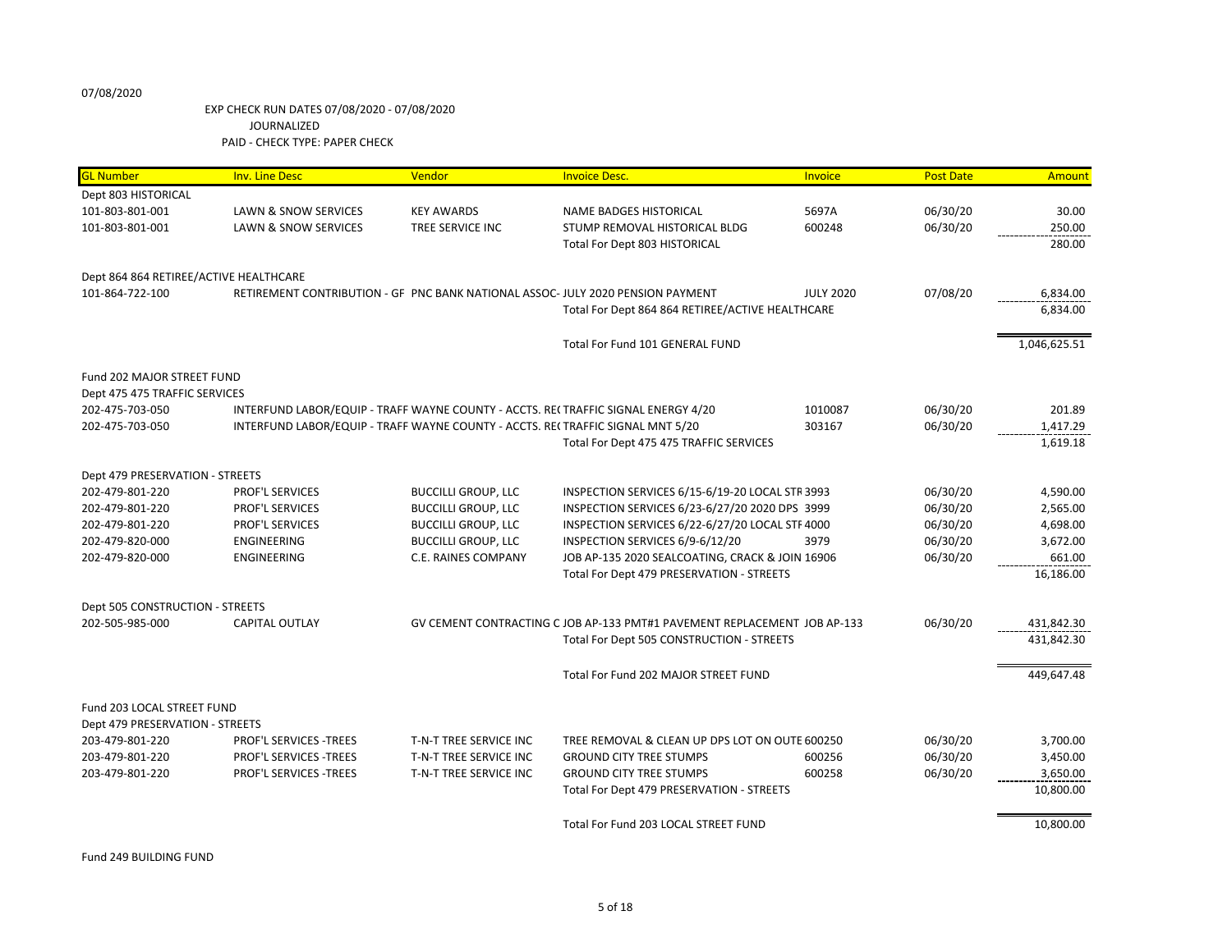07/08/2020

EXP CHECK RUN DATES 07/08/2020 - 07/08/2020
JOURNALIZED
PAID - CHECK TYPE: PAPER CHECK

| GL Number | Inv. Line Desc | Vendor | Invoice Desc. | Invoice | Post Date | Amount |
|---|---|---|---|---|---|---|
| Dept 803 HISTORICAL | | | | | | |
| 101-803-801-001 | LAWN & SNOW SERVICES | KEY AWARDS | NAME BADGES HISTORICAL | 5697A | 06/30/20 | 30.00 |
| 101-803-801-001 | LAWN & SNOW SERVICES | TREE SERVICE INC | STUMP REMOVAL HISTORICAL BLDG | 600248 | 06/30/20 | 250.00 |
| | | | Total For Dept 803 HISTORICAL | | | 280.00 |
| Dept 864 864 RETIREE/ACTIVE HEALTHCARE | | | | | | |
| 101-864-722-100 | RETIREMENT CONTRIBUTION - GF | PNC BANK NATIONAL ASSOC- | JULY 2020 PENSION PAYMENT | JULY 2020 | 07/08/20 | 6,834.00 |
| | | | Total For Dept 864 864 RETIREE/ACTIVE HEALTHCARE | | | 6,834.00 |
| | | | Total For Fund 101 GENERAL FUND | | | 1,046,625.51 |
| Fund 202 MAJOR STREET FUND | | | | | | |
| Dept 475 475 TRAFFIC SERVICES | | | | | | |
| 202-475-703-050 | INTERFUND LABOR/EQUIP - TRAFF | WAYNE COUNTY - ACCTS. RE( | TRAFFIC SIGNAL ENERGY 4/20 | 1010087 | 06/30/20 | 201.89 |
| 202-475-703-050 | INTERFUND LABOR/EQUIP - TRAFF | WAYNE COUNTY - ACCTS. RE( | TRAFFIC SIGNAL MNT 5/20 | 303167 | 06/30/20 | 1,417.29 |
| | | | Total For Dept 475 475 TRAFFIC SERVICES | | | 1,619.18 |
| Dept 479 PRESERVATION - STREETS | | | | | | |
| 202-479-801-220 | PROF'L SERVICES | BUCCILLI GROUP, LLC | INSPECTION SERVICES 6/15-6/19-20 LOCAL STR | 3993 | 06/30/20 | 4,590.00 |
| 202-479-801-220 | PROF'L SERVICES | BUCCILLI GROUP, LLC | INSPECTION SERVICES 6/23-6/27/20 2020 DPS | 3999 | 06/30/20 | 2,565.00 |
| 202-479-801-220 | PROF'L SERVICES | BUCCILLI GROUP, LLC | INSPECTION SERVICES 6/22-6/27/20 LOCAL STF | 4000 | 06/30/20 | 4,698.00 |
| 202-479-820-000 | ENGINEERING | BUCCILLI GROUP, LLC | INSPECTION SERVICES 6/9-6/12/20 | 3979 | 06/30/20 | 3,672.00 |
| 202-479-820-000 | ENGINEERING | C.E. RAINES COMPANY | JOB AP-135 2020 SEALCOATING, CRACK & JOIN | 16906 | 06/30/20 | 661.00 |
| | | | Total For Dept 479 PRESERVATION - STREETS | | | 16,186.00 |
| Dept 505 CONSTRUCTION - STREETS | | | | | | |
| 202-505-985-000 | CAPITAL OUTLAY | GV CEMENT CONTRACTING C | JOB AP-133 PMT#1 PAVEMENT REPLACEMENT | JOB AP-133 | 06/30/20 | 431,842.30 |
| | | | Total For Dept 505 CONSTRUCTION - STREETS | | | 431,842.30 |
| | | | Total For Fund 202 MAJOR STREET FUND | | | 449,647.48 |
| Fund 203 LOCAL STREET FUND | | | | | | |
| Dept 479 PRESERVATION - STREETS | | | | | | |
| 203-479-801-220 | PROF'L SERVICES -TREES | T-N-T TREE SERVICE INC | TREE REMOVAL & CLEAN UP DPS LOT ON OUTE | 600250 | 06/30/20 | 3,700.00 |
| 203-479-801-220 | PROF'L SERVICES -TREES | T-N-T TREE SERVICE INC | GROUND CITY TREE STUMPS | 600256 | 06/30/20 | 3,450.00 |
| 203-479-801-220 | PROF'L SERVICES -TREES | T-N-T TREE SERVICE INC | GROUND CITY TREE STUMPS | 600258 | 06/30/20 | 3,650.00 |
| | | | Total For Dept 479 PRESERVATION - STREETS | | | 10,800.00 |
| | | | Total For Fund 203 LOCAL STREET FUND | | | 10,800.00 |

Fund 249 BUILDING FUND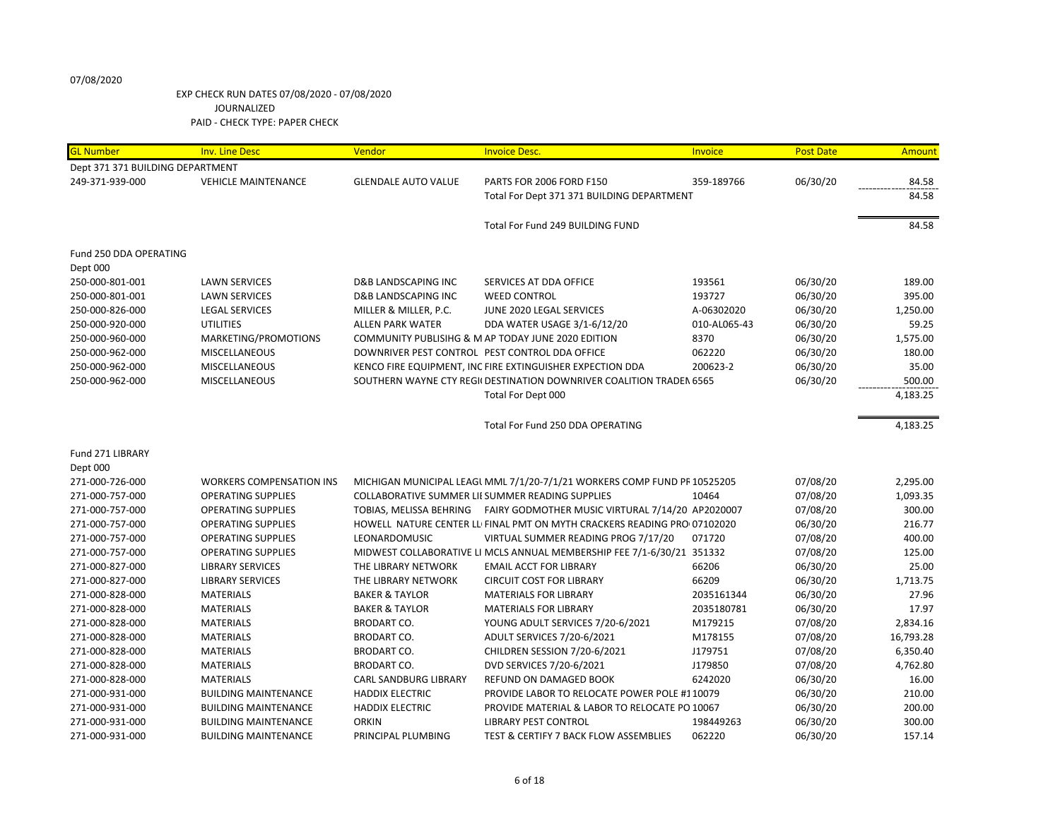07/08/2020

EXP CHECK RUN DATES 07/08/2020 - 07/08/2020
JOURNALIZED
PAID - CHECK TYPE: PAPER CHECK

| GL Number | Inv. Line Desc | Vendor | Invoice Desc. | Invoice | Post Date | Amount |
|---|---|---|---|---|---|---|
| Dept 371 371 BUILDING DEPARTMENT | | | | | | |
| 249-371-939-000 | VEHICLE MAINTENANCE | GLENDALE AUTO VALUE | PARTS FOR 2006 FORD F150 | 359-189766 | 06/30/20 | 84.58 |
| | | | Total For Dept 371 371 BUILDING DEPARTMENT | | | 84.58 |
| | | | Total For Fund 249 BUILDING FUND | | | 84.58 |
| Fund 250 DDA OPERATING | | | | | | |
| Dept 000 | | | | | | |
| 250-000-801-001 | LAWN SERVICES | D&B LANDSCAPING INC | SERVICES AT DDA OFFICE | 193561 | 06/30/20 | 189.00 |
| 250-000-801-001 | LAWN SERVICES | D&B LANDSCAPING INC | WEED CONTROL | 193727 | 06/30/20 | 395.00 |
| 250-000-826-000 | LEGAL SERVICES | MILLER & MILLER, P.C. | JUNE 2020 LEGAL SERVICES | A-06302020 | 06/30/20 | 1,250.00 |
| 250-000-920-000 | UTILITIES | ALLEN PARK WATER | DDA WATER USAGE 3/1-6/12/20 | 010-AL065-43 | 06/30/20 | 59.25 |
| 250-000-960-000 | MARKETING/PROMOTIONS | COMMUNITY PUBLISIHG & M | AP TODAY JUNE 2020 EDITION | 8370 | 06/30/20 | 1,575.00 |
| 250-000-962-000 | MISCELLANEOUS | DOWNRIVER PEST CONTROL | PEST CONTROL DDA OFFICE | 062220 | 06/30/20 | 180.00 |
| 250-000-962-000 | MISCELLANEOUS | KENCO FIRE EQUIPMENT, INC | FIRE EXTINGUISHER EXPECTION DDA | 200623-2 | 06/30/20 | 35.00 |
| 250-000-962-000 | MISCELLANEOUS | SOUTHERN WAYNE CTY REGI | DESTINATION DOWNRIVER COALITION TRADEN | 6565 | 06/30/20 | 500.00 |
| | | | Total For Dept 000 | | | 4,183.25 |
| | | | Total For Fund 250 DDA OPERATING | | | 4,183.25 |
| Fund 271 LIBRARY | | | | | | |
| Dept 000 | | | | | | |
| 271-000-726-000 | WORKERS COMPENSATION INS | MICHIGAN MUNICIPAL LEAGU | MML 7/1/20-7/1/21 WORKERS COMP FUND PR | 10525205 | 07/08/20 | 2,295.00 |
| 271-000-757-000 | OPERATING SUPPLIES | COLLABORATIVE SUMMER LIB | SUMMER READING SUPPLIES | 10464 | 07/08/20 | 1,093.35 |
| 271-000-757-000 | OPERATING SUPPLIES | TOBIAS, MELISSA BEHRING | FAIRY GODMOTHER MUSIC VIRTURAL 7/14/20 | AP2020007 | 07/08/20 | 300.00 |
| 271-000-757-000 | OPERATING SUPPLIES | HOWELL NATURE CENTER LL | FINAL PMT ON MYTH CRACKERS READING PRO | 07102020 | 06/30/20 | 216.77 |
| 271-000-757-000 | OPERATING SUPPLIES | LEONARDOMUSIC | VIRTUAL SUMMER READING PROG 7/17/20 | 071720 | 07/08/20 | 400.00 |
| 271-000-757-000 | OPERATING SUPPLIES | MIDWEST COLLABORATIVE LI | MCLS ANNUAL MEMBERSHIP FEE 7/1-6/30/21 | 351332 | 07/08/20 | 125.00 |
| 271-000-827-000 | LIBRARY SERVICES | THE LIBRARY NETWORK | EMAIL ACCT FOR LIBRARY | 66206 | 06/30/20 | 25.00 |
| 271-000-827-000 | LIBRARY SERVICES | THE LIBRARY NETWORK | CIRCUIT COST FOR LIBRARY | 66209 | 06/30/20 | 1,713.75 |
| 271-000-828-000 | MATERIALS | BAKER & TAYLOR | MATERIALS FOR LIBRARY | 2035161344 | 06/30/20 | 27.96 |
| 271-000-828-000 | MATERIALS | BAKER & TAYLOR | MATERIALS FOR LIBRARY | 2035180781 | 06/30/20 | 17.97 |
| 271-000-828-000 | MATERIALS | BRODART CO. | YOUNG ADULT SERVICES 7/20-6/2021 | M179215 | 07/08/20 | 2,834.16 |
| 271-000-828-000 | MATERIALS | BRODART CO. | ADULT SERVICES 7/20-6/2021 | M178155 | 07/08/20 | 16,793.28 |
| 271-000-828-000 | MATERIALS | BRODART CO. | CHILDREN SESSION 7/20-6/2021 | J179751 | 07/08/20 | 6,350.40 |
| 271-000-828-000 | MATERIALS | BRODART CO. | DVD SERVICES 7/20-6/2021 | J179850 | 07/08/20 | 4,762.80 |
| 271-000-828-000 | MATERIALS | CARL SANDBURG LIBRARY | REFUND ON DAMAGED BOOK | 6242020 | 06/30/20 | 16.00 |
| 271-000-931-000 | BUILDING MAINTENANCE | HADDIX ELECTRIC | PROVIDE LABOR TO RELOCATE POWER POLE #1 | 10079 | 06/30/20 | 210.00 |
| 271-000-931-000 | BUILDING MAINTENANCE | HADDIX ELECTRIC | PROVIDE MATERIAL & LABOR TO RELOCATE PO | 10067 | 06/30/20 | 200.00 |
| 271-000-931-000 | BUILDING MAINTENANCE | ORKIN | LIBRARY PEST CONTROL | 198449263 | 06/30/20 | 300.00 |
| 271-000-931-000 | BUILDING MAINTENANCE | PRINCIPAL PLUMBING | TEST & CERTIFY 7 BACK FLOW ASSEMBLIES | 062220 | 06/30/20 | 157.14 |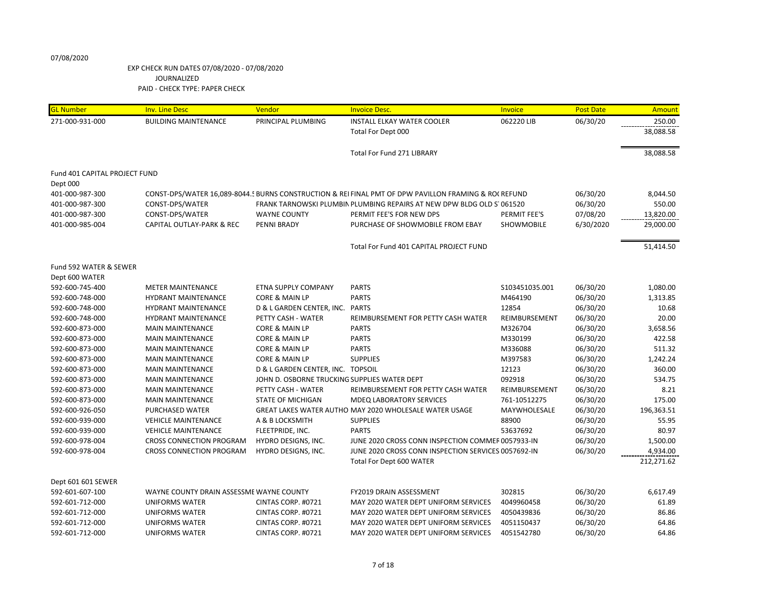07/08/2020

EXP CHECK RUN DATES 07/08/2020 - 07/08/2020
JOURNALIZED
PAID - CHECK TYPE: PAPER CHECK

| GL Number | Inv. Line Desc | Vendor | Invoice Desc. | Invoice | Post Date | Amount |
|---|---|---|---|---|---|---|
| 271-000-931-000 | BUILDING MAINTENANCE | PRINCIPAL PLUMBING | INSTALL ELKAY WATER COOLER | 062220 LIB | 06/30/20 | 250.00 |
| | | | Total For Dept 000 | | | 38,088.58 |
| | | | Total For Fund 271 LIBRARY | | | 38,088.58 |
| Fund 401 CAPITAL PROJECT FUND | | | | | | |
| Dept 000 | | | | | | |
| 401-000-987-300 | CONST-DPS/WATER 16,089-8044.5 | BURNS CONSTRUCTION & REI | FINAL PMT OF DPW PAVILLON FRAMING & ROO | REFUND | 06/30/20 | 8,044.50 |
| 401-000-987-300 | CONST-DPS/WATER | FRANK TARNOWSKI PLUMBIN | PLUMBING REPAIRS AT NEW DPW BLDG OLD S | 061520 | 06/30/20 | 550.00 |
| 401-000-987-300 | CONST-DPS/WATER | WAYNE COUNTY | PERMIT FEE'S FOR NEW DPS | PERMIT FEE'S | 07/08/20 | 13,820.00 |
| 401-000-985-004 | CAPITAL OUTLAY-PARK & REC | PENNI BRADY | PURCHASE OF SHOWMOBILE FROM EBAY | SHOWMOBILE | 6/30/2020 | 29,000.00 |
| | | | Total For Fund 401 CAPITAL PROJECT FUND | | | 51,414.50 |
| Fund 592 WATER & SEWER | | | | | | |
| Dept 600 WATER | | | | | | |
| 592-600-745-400 | METER MAINTENANCE | ETNA SUPPLY COMPANY | PARTS | S103451035.001 | 06/30/20 | 1,080.00 |
| 592-600-748-000 | HYDRANT MAINTENANCE | CORE & MAIN LP | PARTS | M464190 | 06/30/20 | 1,313.85 |
| 592-600-748-000 | HYDRANT MAINTENANCE | D & L GARDEN CENTER, INC. | PARTS | 12854 | 06/30/20 | 10.68 |
| 592-600-748-000 | HYDRANT MAINTENANCE | PETTY CASH - WATER | REIMBURSEMENT FOR PETTY CASH WATER | REIMBURSEMENT | 06/30/20 | 20.00 |
| 592-600-873-000 | MAIN MAINTENANCE | CORE & MAIN LP | PARTS | M326704 | 06/30/20 | 3,658.56 |
| 592-600-873-000 | MAIN MAINTENANCE | CORE & MAIN LP | PARTS | M330199 | 06/30/20 | 422.58 |
| 592-600-873-000 | MAIN MAINTENANCE | CORE & MAIN LP | PARTS | M336088 | 06/30/20 | 511.32 |
| 592-600-873-000 | MAIN MAINTENANCE | CORE & MAIN LP | SUPPLIES | M397583 | 06/30/20 | 1,242.24 |
| 592-600-873-000 | MAIN MAINTENANCE | D & L GARDEN CENTER, INC. | TOPSOIL | 12123 | 06/30/20 | 360.00 |
| 592-600-873-000 | MAIN MAINTENANCE | JOHN D. OSBORNE TRUCKING | SUPPLIES WATER DEPT | 092918 | 06/30/20 | 534.75 |
| 592-600-873-000 | MAIN MAINTENANCE | PETTY CASH - WATER | REIMBURSEMENT FOR PETTY CASH WATER | REIMBURSEMENT | 06/30/20 | 8.21 |
| 592-600-873-000 | MAIN MAINTENANCE | STATE OF MICHIGAN | MDEQ LABORATORY SERVICES | 761-10512275 | 06/30/20 | 175.00 |
| 592-600-926-050 | PURCHASED WATER | GREAT LAKES WATER AUTHO | MAY 2020 WHOLESALE WATER USAGE | MAYWHOLESALE | 06/30/20 | 196,363.51 |
| 592-600-939-000 | VEHICLE MAINTENANCE | A & B LOCKSMITH | SUPPLIES | 88900 | 06/30/20 | 55.95 |
| 592-600-939-000 | VEHICLE MAINTENANCE | FLEETPRIDE, INC. | PARTS | 53637692 | 06/30/20 | 80.97 |
| 592-600-978-004 | CROSS CONNECTION PROGRAM | HYDRO DESIGNS, INC. | JUNE 2020 CROSS CONN INSPECTION COMMER | 0057933-IN | 06/30/20 | 1,500.00 |
| 592-600-978-004 | CROSS CONNECTION PROGRAM | HYDRO DESIGNS, INC. | JUNE 2020 CROSS CONN INSPECTION SERVICES | 0057692-IN | 06/30/20 | 4,934.00 |
| | | | Total For Dept 600 WATER | | | 212,271.62 |
| Dept 601 601 SEWER | | | | | | |
| 592-601-607-100 | WAYNE COUNTY DRAIN ASSESSME | WAYNE COUNTY | FY2019 DRAIN ASSESSMENT | 302815 | 06/30/20 | 6,617.49 |
| 592-601-712-000 | UNIFORMS WATER | CINTAS CORP. #0721 | MAY 2020 WATER DEPT UNIFORM SERVICES | 4049960458 | 06/30/20 | 61.89 |
| 592-601-712-000 | UNIFORMS WATER | CINTAS CORP. #0721 | MAY 2020 WATER DEPT UNIFORM SERVICES | 4050439836 | 06/30/20 | 86.86 |
| 592-601-712-000 | UNIFORMS WATER | CINTAS CORP. #0721 | MAY 2020 WATER DEPT UNIFORM SERVICES | 4051150437 | 06/30/20 | 64.86 |
| 592-601-712-000 | UNIFORMS WATER | CINTAS CORP. #0721 | MAY 2020 WATER DEPT UNIFORM SERVICES | 4051542780 | 06/30/20 | 64.86 |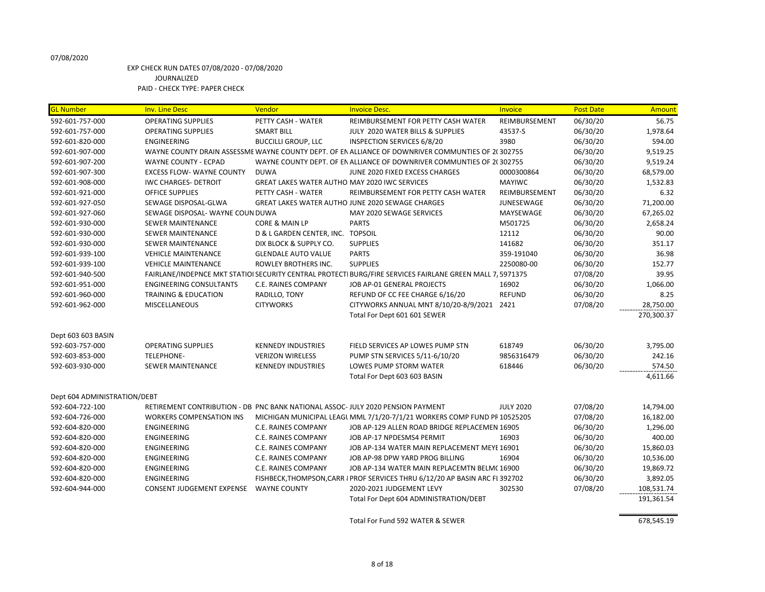07/08/2020

EXP CHECK RUN DATES 07/08/2020 - 07/08/2020
JOURNALIZED
PAID - CHECK TYPE: PAPER CHECK

| GL Number | Inv. Line Desc | Vendor | Invoice Desc. | Invoice | Post Date | Amount |
|---|---|---|---|---|---|---|
| 592-601-757-000 | OPERATING SUPPLIES | PETTY CASH - WATER | REIMBURSEMENT FOR PETTY CASH WATER | REIMBURSEMENT | 06/30/20 | 56.75 |
| 592-601-757-000 | OPERATING SUPPLIES | SMART BILL | JULY 2020 WATER BILLS & SUPPLIES | 43537-S | 06/30/20 | 1,978.64 |
| 592-601-820-000 | ENGINEERING | BUCCILLI GROUP, LLC | INSPECTION SERVICES 6/8/20 | 3980 | 06/30/20 | 594.00 |
| 592-601-907-000 | WAYNE COUNTY DRAIN ASSESSME | WAYNE COUNTY DEPT. OF EN | ALLIANCE OF DOWNRIVER COMMUNTIES OF 2( | 302755 | 06/30/20 | 9,519.25 |
| 592-601-907-200 | WAYNE COUNTY - ECPAD | WAYNE COUNTY DEPT. OF EN | ALLIANCE OF DOWNRIVER COMMUNTIES OF 2( | 302755 | 06/30/20 | 9,519.24 |
| 592-601-907-300 | EXCESS FLOW- WAYNE COUNTY | DUWA | JUNE 2020 FIXED EXCESS CHARGES | 0000300864 | 06/30/20 | 68,579.00 |
| 592-601-908-000 | IWC CHARGES- DETROIT | GREAT LAKES WATER AUTHO | MAY 2020 IWC SERVICES | MAYIWC | 06/30/20 | 1,532.83 |
| 592-601-921-000 | OFFICE SUPPLIES | PETTY CASH - WATER | REIMBURSEMENT FOR PETTY CASH WATER | REIMBURSEMENT | 06/30/20 | 6.32 |
| 592-601-927-050 | SEWAGE DISPOSAL-GLWA | GREAT LAKES WATER AUTHO | JUNE 2020 SEWAGE CHARGES | JUNESEWAGE | 06/30/20 | 71,200.00 |
| 592-601-927-060 | SEWAGE DISPOSAL- WAYNE COUN | DUWA | MAY 2020 SEWAGE SERVICES | MAYSEWAGE | 06/30/20 | 67,265.02 |
| 592-601-930-000 | SEWER MAINTENANCE | CORE & MAIN LP | PARTS | M501725 | 06/30/20 | 2,658.24 |
| 592-601-930-000 | SEWER MAINTENANCE | D & L GARDEN CENTER, INC. | TOPSOIL | 12112 | 06/30/20 | 90.00 |
| 592-601-930-000 | SEWER MAINTENANCE | DIX BLOCK & SUPPLY CO. | SUPPLIES | 141682 | 06/30/20 | 351.17 |
| 592-601-939-100 | VEHICLE MAINTENANCE | GLENDALE AUTO VALUE | PARTS | 359-191040 | 06/30/20 | 36.98 |
| 592-601-939-100 | VEHICLE MAINTENANCE | ROWLEY BROTHERS INC. | SUPPLIES | 2250080-00 | 06/30/20 | 152.77 |
| 592-601-940-500 | FAIRLANE/INDEPNCE MKT STATIO | SECURITY CENTRAL PROTECTI | BURG/FIRE SERVICES FAIRLANE GREEN MALL 7, | 5971375 | 07/08/20 | 39.95 |
| 592-601-951-000 | ENGINEERING CONSULTANTS | C.E. RAINES COMPANY | JOB AP-01 GENERAL PROJECTS | 16902 | 06/30/20 | 1,066.00 |
| 592-601-960-000 | TRAINING & EDUCATION | RADILLO, TONY | REFUND OF CC FEE CHARGE 6/16/20 | REFUND | 06/30/20 | 8.25 |
| 592-601-962-000 | MISCELLANEOUS | CITYWORKS | CITYWORKS ANNUAL MNT 8/10/20-8/9/2021 | 2421 | 07/08/20 | 28,750.00 |
| | | | Total For Dept 601 601 SEWER | | | 270,300.37 |
| Dept 603 603 BASIN | | | | | | |
| 592-603-757-000 | OPERATING SUPPLIES | KENNEDY INDUSTRIES | FIELD SERVICES AP LOWES PUMP STN | 618749 | 06/30/20 | 3,795.00 |
| 592-603-853-000 | TELEPHONE- | VERIZON WIRELESS | PUMP STN SERVICES 5/11-6/10/20 | 9856316479 | 06/30/20 | 242.16 |
| 592-603-930-000 | SEWER MAINTENANCE | KENNEDY INDUSTRIES | LOWES PUMP STORM WATER | 618446 | 06/30/20 | 574.50 |
| | | | Total For Dept 603 603 BASIN | | | 4,611.66 |
| Dept 604 ADMINISTRATION/DEBT | | | | | | |
| 592-604-722-100 | RETIREMENT CONTRIBUTION - DB | PNC BANK NATIONAL ASSOC- | JULY 2020 PENSION PAYMENT | JULY 2020 | 07/08/20 | 14,794.00 |
| 592-604-726-000 | WORKERS COMPENSATION INS | MICHIGAN MUNICIPAL LEAGU | MML 7/1/20-7/1/21 WORKERS COMP FUND PF | 10525205 | 07/08/20 | 16,182.00 |
| 592-604-820-000 | ENGINEERING | C.E. RAINES COMPANY | JOB AP-129 ALLEN ROAD BRIDGE REPLACEMEN | 16905 | 06/30/20 | 1,296.00 |
| 592-604-820-000 | ENGINEERING | C.E. RAINES COMPANY | JOB AP-17 NPDESMS4 PERMIT | 16903 | 06/30/20 | 400.00 |
| 592-604-820-000 | ENGINEERING | C.E. RAINES COMPANY | JOB AP-134 WATER MAIN REPLACEMENT MEYE | 16901 | 06/30/20 | 15,860.03 |
| 592-604-820-000 | ENGINEERING | C.E. RAINES COMPANY | JOB AP-98 DPW YARD PROG BILLING | 16904 | 06/30/20 | 10,536.00 |
| 592-604-820-000 | ENGINEERING | C.E. RAINES COMPANY | JOB AP-134 WATER MAIN REPLACEMTN BELMO | 16900 | 06/30/20 | 19,869.72 |
| 592-604-820-000 | ENGINEERING | FISHBECK,THOMPSON,CARR & | PROF SERVICES THRU 6/12/20 AP BASIN ARC FI | 392702 | 06/30/20 | 3,892.05 |
| 592-604-944-000 | CONSENT JUDGEMENT EXPENSE | WAYNE COUNTY | 2020-2021 JUDGEMENT LEVY | 302530 | 07/08/20 | 108,531.74 |
| | | | Total For Dept 604 ADMINISTRATION/DEBT | | | 191,361.54 |
| | | | Total For Fund 592 WATER & SEWER | | | 678,545.19 |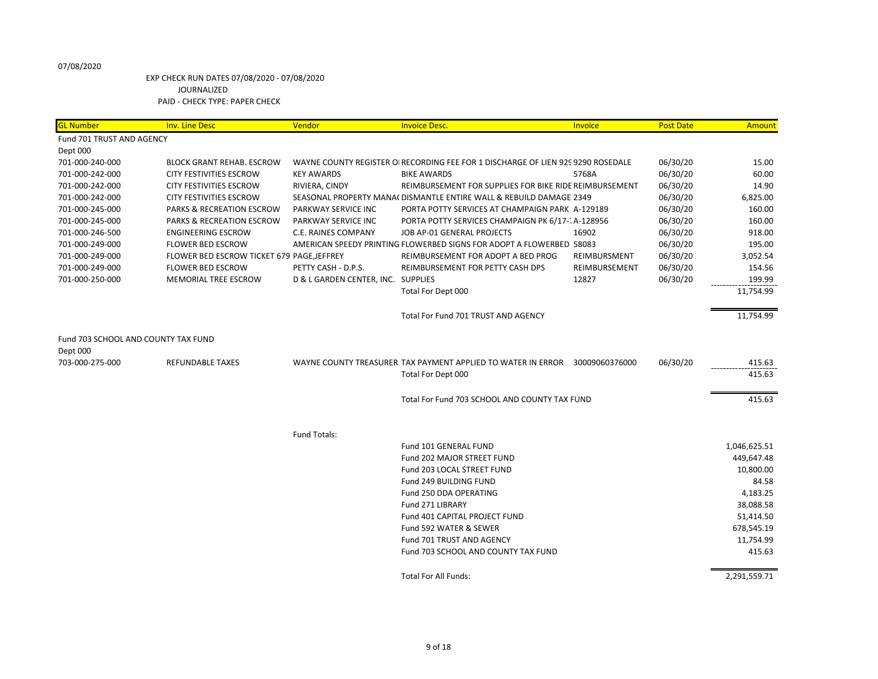07/08/2020

EXP CHECK RUN DATES 07/08/2020 - 07/08/2020
JOURNALIZED
PAID - CHECK TYPE: PAPER CHECK

| GL Number | Inv. Line Desc | Vendor | Invoice Desc. | Invoice | Post Date | Amount |
|---|---|---|---|---|---|---|
| Fund 701 TRUST AND AGENCY | | | | | | |
| Dept 000 | | | | | | |
| 701-000-240-000 | BLOCK GRANT REHAB. ESCROW | WAYNE COUNTY REGISTER OI | RECORDING FEE FOR 1 DISCHARGE OF LIEN 929 | 9290 ROSEDALE | 06/30/20 | 15.00 |
| 701-000-242-000 | CITY FESTIVITIES ESCROW | KEY AWARDS | BIKE AWARDS | 5768A | 06/30/20 | 60.00 |
| 701-000-242-000 | CITY FESTIVITIES ESCROW | RIVIERA, CINDY | REIMBURSEMENT FOR SUPPLIES FOR BIKE RIDE | REIMBURSEMENT | 06/30/20 | 14.90 |
| 701-000-242-000 | CITY FESTIVITIES ESCROW | SEASONAL PROPERTY MANA( | DISMANTLE ENTIRE WALL & REBUILD DAMAGE | 2349 | 06/30/20 | 6,825.00 |
| 701-000-245-000 | PARKS & RECREATION ESCROW | PARKWAY SERVICE INC | PORTA POTTY SERVICES AT CHAMPAIGN PARK | A-129189 | 06/30/20 | 160.00 |
| 701-000-245-000 | PARKS & RECREATION ESCROW | PARKWAY SERVICE INC | PORTA POTTY SERVICES CHAMPAIGN PK 6/17-7 | A-128956 | 06/30/20 | 160.00 |
| 701-000-246-500 | ENGINEERING ESCROW | C.E. RAINES COMPANY | JOB AP-01 GENERAL PROJECTS | 16902 | 06/30/20 | 918.00 |
| 701-000-249-000 | FLOWER BED ESCROW | AMERICAN SPEEDY PRINTING | FLOWERBED SIGNS FOR ADOPT A FLOWERBED | 58083 | 06/30/20 | 195.00 |
| 701-000-249-000 | FLOWER BED ESCROW TICKET 679 | PAGE,JEFFREY | REIMBURSEMENT FOR ADOPT A BED PROG | REIMBURSMENT | 06/30/20 | 3,052.54 |
| 701-000-249-000 | FLOWER BED ESCROW | PETTY CASH - D.P.S. | REIMBURSEMENT FOR PETTY CASH DPS | REIMBURSEMENT | 06/30/20 | 154.56 |
| 701-000-250-000 | MEMORIAL TREE ESCROW | D & L GARDEN CENTER, INC. | SUPPLIES | 12827 | 06/30/20 | 199.99 |
| | | | Total For Dept 000 | | | 11,754.99 |
| | | | Total For Fund 701 TRUST AND AGENCY | | | 11,754.99 |
| Fund 703 SCHOOL AND COUNTY TAX FUND | | | | | | |
| Dept 000 | | | | | | |
| 703-000-275-000 | REFUNDABLE TAXES | WAYNE COUNTY TREASURER | TAX PAYMENT APPLIED TO WATER IN ERROR | 30009060376000 | 06/30/20 | 415.63 |
| | | | Total For Dept 000 | | | 415.63 |
| | | | Total For Fund 703 SCHOOL AND COUNTY TAX FUND | | | 415.63 |

Fund Totals:

| Fund | Amount |
|---|---|
| Fund 101 GENERAL FUND | 1,046,625.51 |
| Fund 202 MAJOR STREET FUND | 449,647.48 |
| Fund 203 LOCAL STREET FUND | 10,800.00 |
| Fund 249 BUILDING FUND | 84.58 |
| Fund 250 DDA OPERATING | 4,183.25 |
| Fund 271 LIBRARY | 38,088.58 |
| Fund 401 CAPITAL PROJECT FUND | 51,414.50 |
| Fund 592 WATER & SEWER | 678,545.19 |
| Fund 701 TRUST AND AGENCY | 11,754.99 |
| Fund 703 SCHOOL AND COUNTY TAX FUND | 415.63 |
| Total For All Funds: | 2,291,559.71 |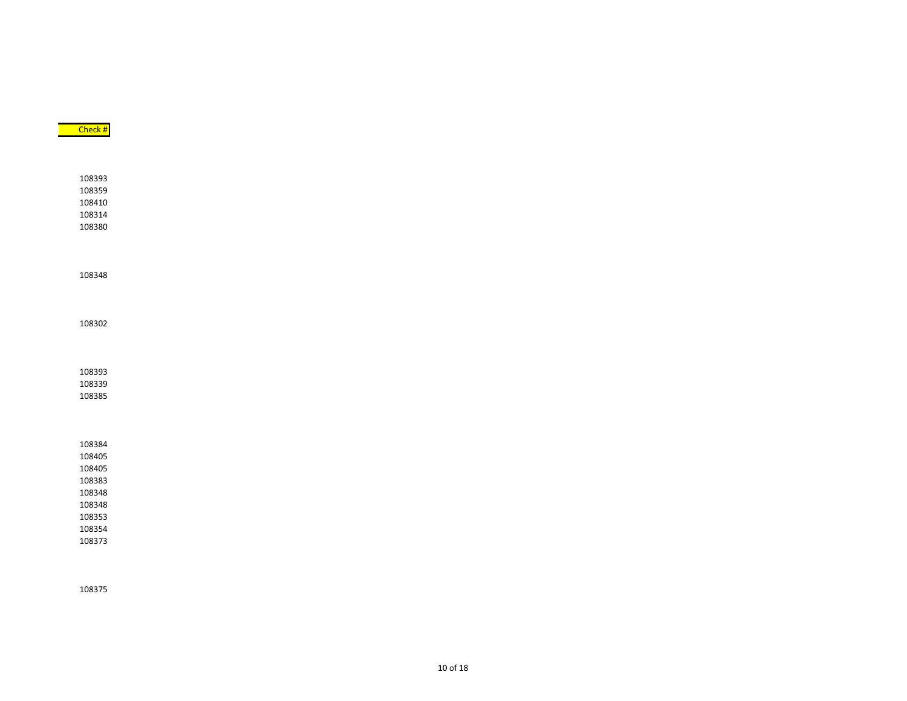| Check # |
| --- |
| |
| |
| |
| 108393 |
| 108359 |
| 108410 |
| 108314 |
| 108380 |
| |
| |
| |
| 108348 |
| |
| |
| |
| 108302 |
| |
| |
| |
| 108393 |
| 108339 |
| 108385 |
| |
| |
| |
| 108384 |
| 108405 |
| 108405 |
| 108383 |
| 108348 |
| 108348 |
| 108353 |
| 108354 |
| 108373 |
| |
| |
| |
| 108375 |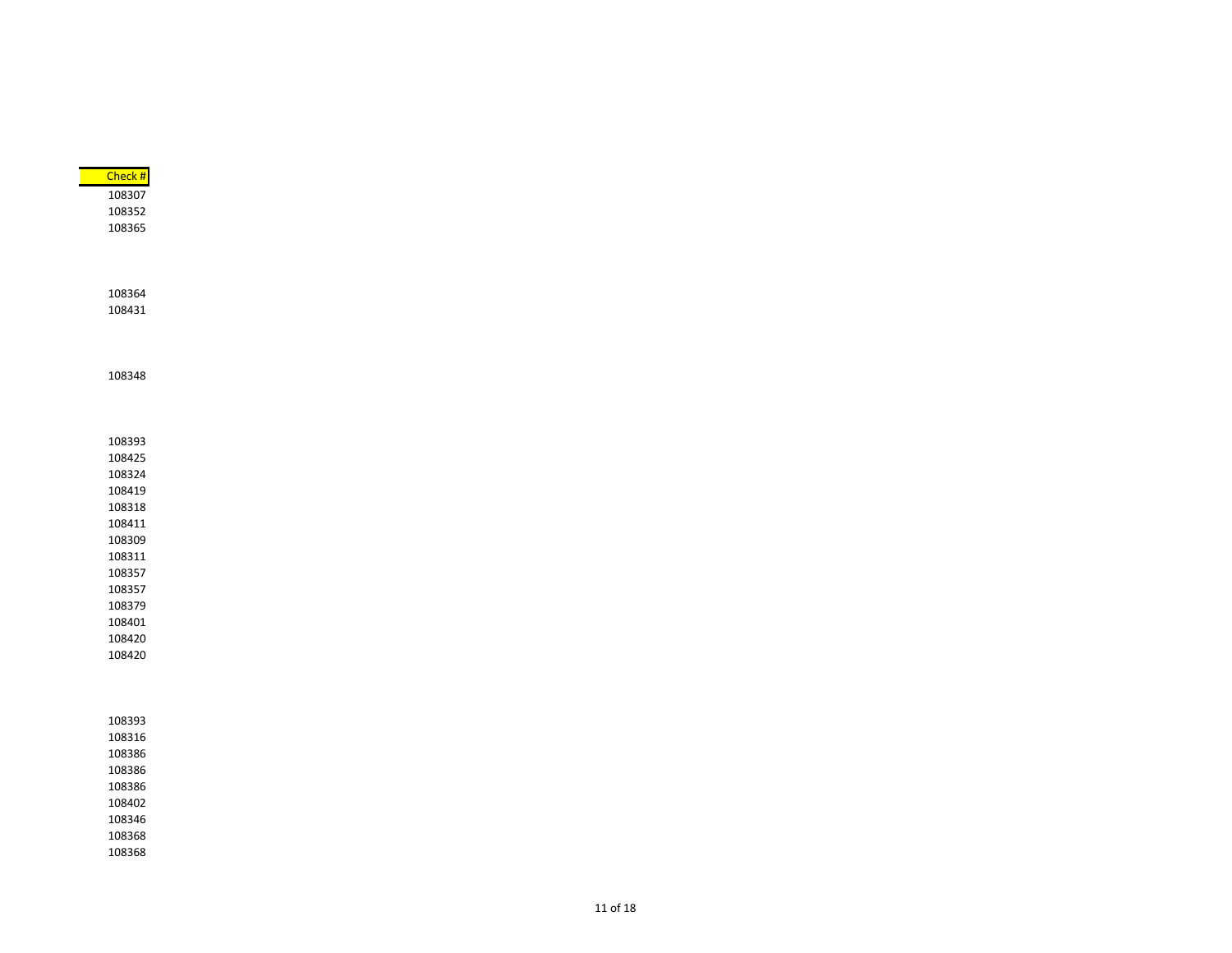| Check # |
| --- |
| 108307 |
| 108352 |
| 108365 |
| |
| |
| |
| 108364 |
| 108431 |
| |
| |
| |
| 108348 |
| |
| |
| |
| 108393 |
| 108425 |
| 108324 |
| 108419 |
| 108318 |
| 108411 |
| 108309 |
| 108311 |
| 108357 |
| 108357 |
| 108379 |
| 108401 |
| 108420 |
| 108420 |
| |
| |
| |
| 108393 |
| 108316 |
| 108386 |
| 108386 |
| 108386 |
| 108402 |
| 108346 |
| 108368 |
| 108368 |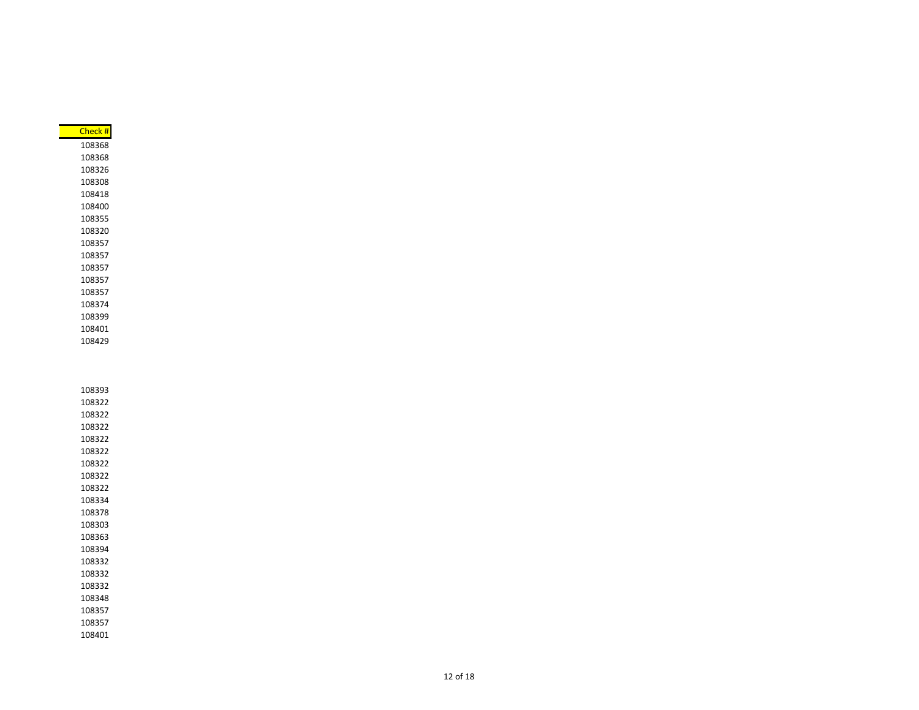| Check # |
|---|
| 108368 |
| 108368 |
| 108326 |
| 108308 |
| 108418 |
| 108400 |
| 108355 |
| 108320 |
| 108357 |
| 108357 |
| 108357 |
| 108357 |
| 108357 |
| 108374 |
| 108399 |
| 108401 |
| 108429 |
| |
| |
| |
| 108393 |
| 108322 |
| 108322 |
| 108322 |
| 108322 |
| 108322 |
| 108322 |
| 108322 |
| 108322 |
| 108334 |
| 108378 |
| 108303 |
| 108363 |
| 108394 |
| 108332 |
| 108332 |
| 108332 |
| 108348 |
| 108357 |
| 108357 |
| 108401 |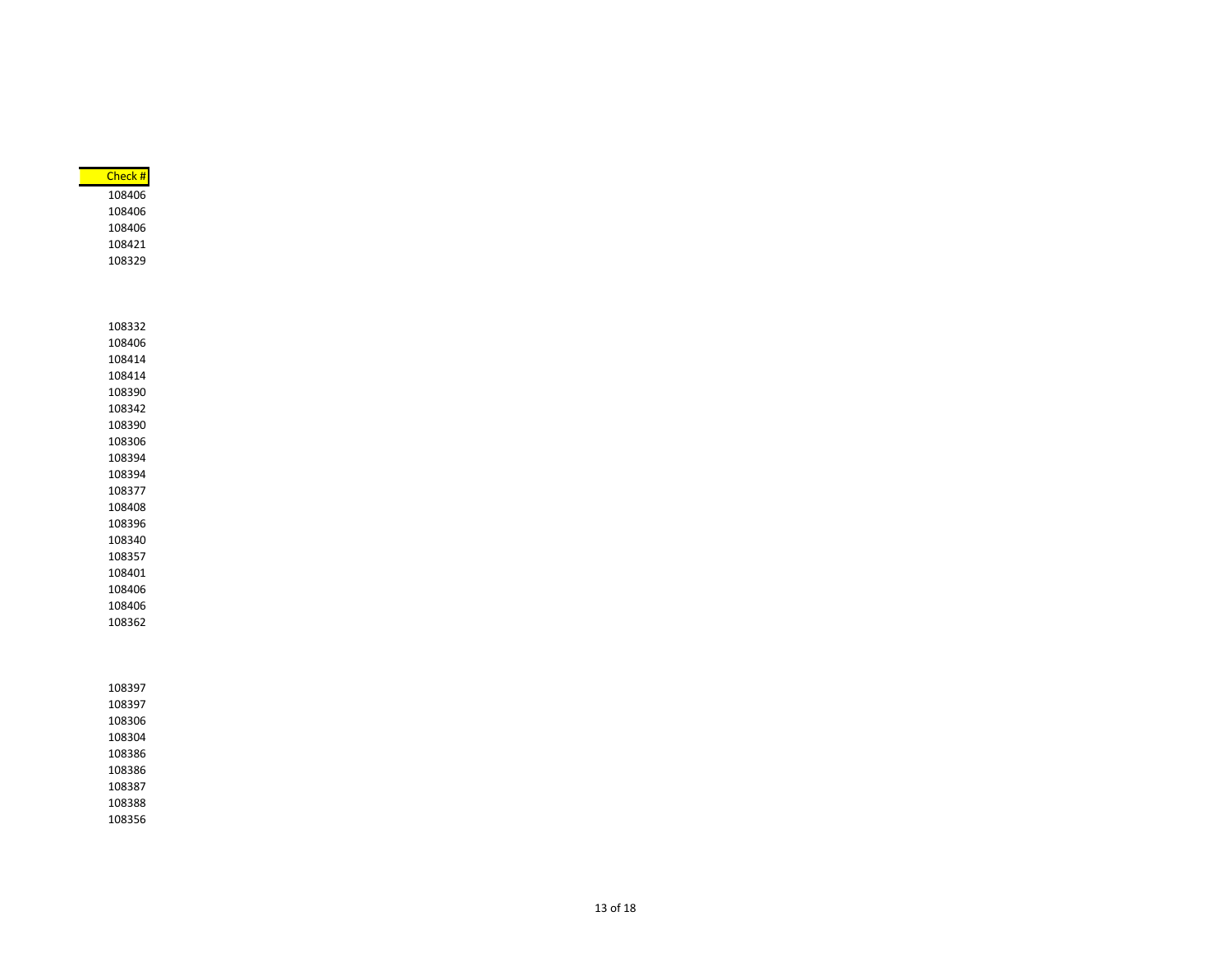| Check # |
|---|
| 108406 |
| 108406 |
| 108406 |
| 108421 |
| 108329 |
| |
| |
| |
| 108332 |
| 108406 |
| 108414 |
| 108414 |
| 108390 |
| 108342 |
| 108390 |
| 108306 |
| 108394 |
| 108394 |
| 108377 |
| 108408 |
| 108396 |
| 108340 |
| 108357 |
| 108401 |
| 108406 |
| 108406 |
| 108362 |
| |
| |
| |
| 108397 |
| 108397 |
| 108306 |
| 108304 |
| 108386 |
| 108386 |
| 108387 |
| 108388 |
| 108356 |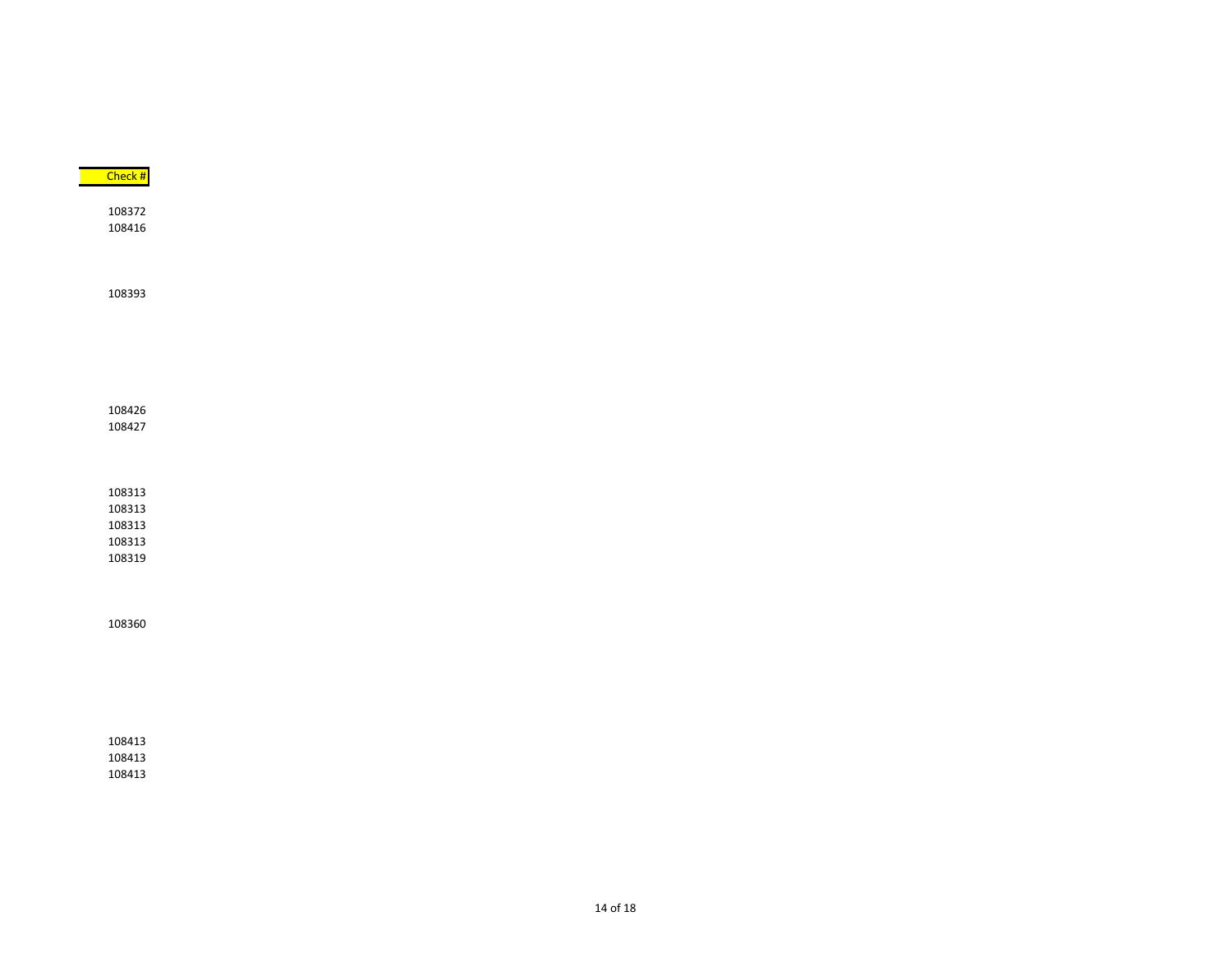| Check # |
|---|
| |
| 108372 |
| 108416 |
| |
| |
| |
| 108393 |
| |
| |
| |
| |
| |
| |
| 108426 |
| 108427 |
| |
| |
| |
| 108313 |
| 108313 |
| 108313 |
| 108313 |
| 108319 |
| |
| |
| |
| 108360 |
| |
| |
| |
| |
| |
| |
| 108413 |
| 108413 |
| 108413 |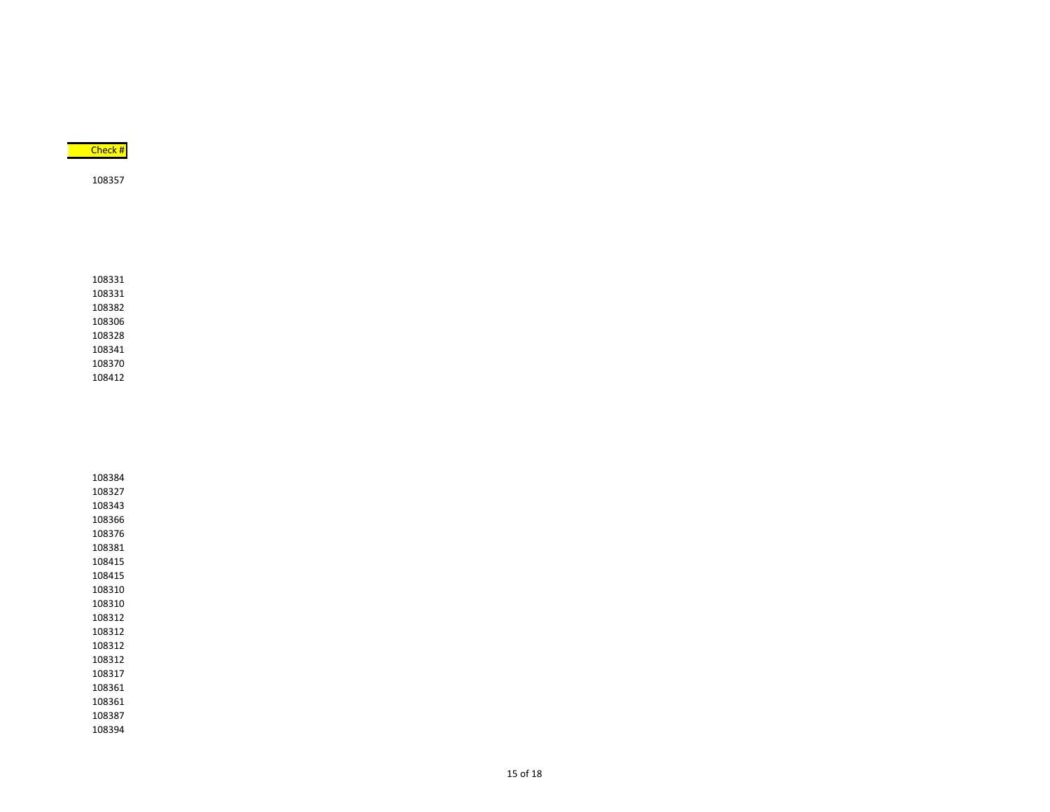| Check # |
|---|
| 108357 |
| |
| 108331 |
| 108331 |
| 108382 |
| 108306 |
| 108328 |
| 108341 |
| 108370 |
| 108412 |
| |
| 108384 |
| 108327 |
| 108343 |
| 108366 |
| 108376 |
| 108381 |
| 108415 |
| 108415 |
| 108310 |
| 108310 |
| 108312 |
| 108312 |
| 108312 |
| 108312 |
| 108317 |
| 108361 |
| 108361 |
| 108387 |
| 108394 |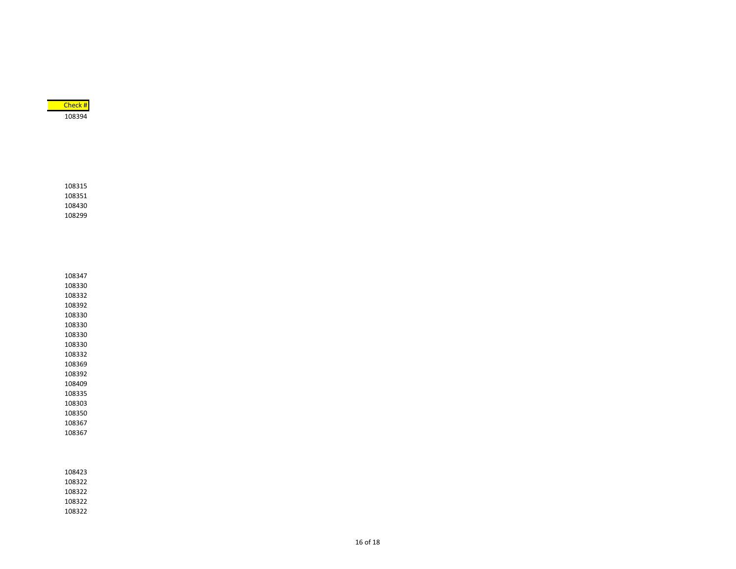| Check # |
| --- |
| 108394 |
| |
| |
| |
| |
| |
| |
| 108315 |
| 108351 |
| 108430 |
| 108299 |
| |
| |
| |
| |
| |
| |
| 108347 |
| 108330 |
| 108332 |
| 108392 |
| 108330 |
| 108330 |
| 108330 |
| 108330 |
| 108332 |
| 108369 |
| 108392 |
| 108409 |
| 108335 |
| 108303 |
| 108350 |
| 108367 |
| 108367 |
| |
| |
| |
| 108423 |
| 108322 |
| 108322 |
| 108322 |
| 108322 |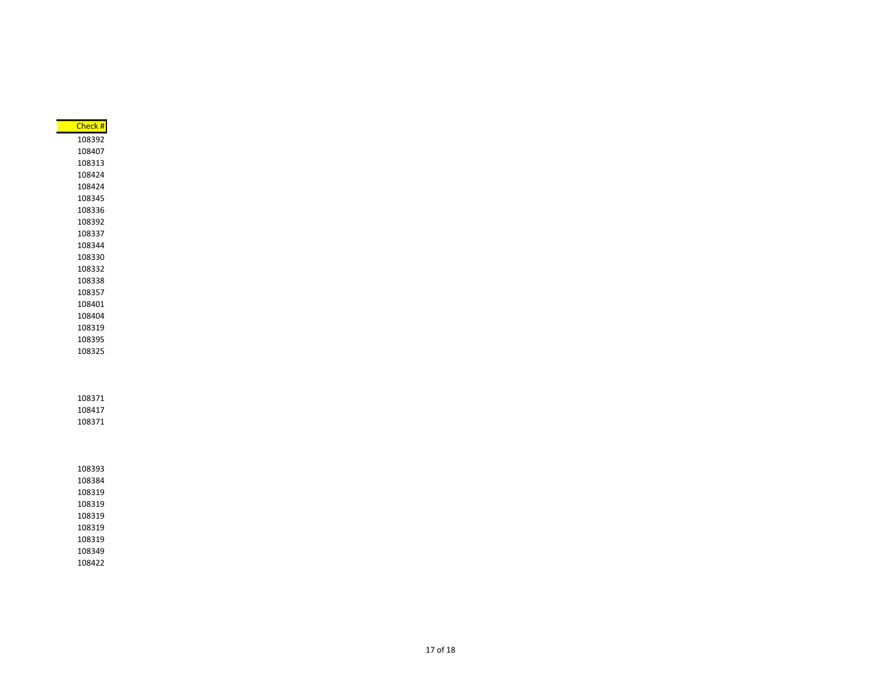| Check # |
| --- |
| 108392 |
| 108407 |
| 108313 |
| 108424 |
| 108424 |
| 108345 |
| 108336 |
| 108392 |
| 108337 |
| 108344 |
| 108330 |
| 108332 |
| 108338 |
| 108357 |
| 108401 |
| 108404 |
| 108319 |
| 108395 |
| 108325 |
| |
| |
| |
| 108371 |
| 108417 |
| 108371 |
| |
| |
| |
| 108393 |
| 108384 |
| 108319 |
| 108319 |
| 108319 |
| 108319 |
| 108319 |
| 108349 |
| 108422 |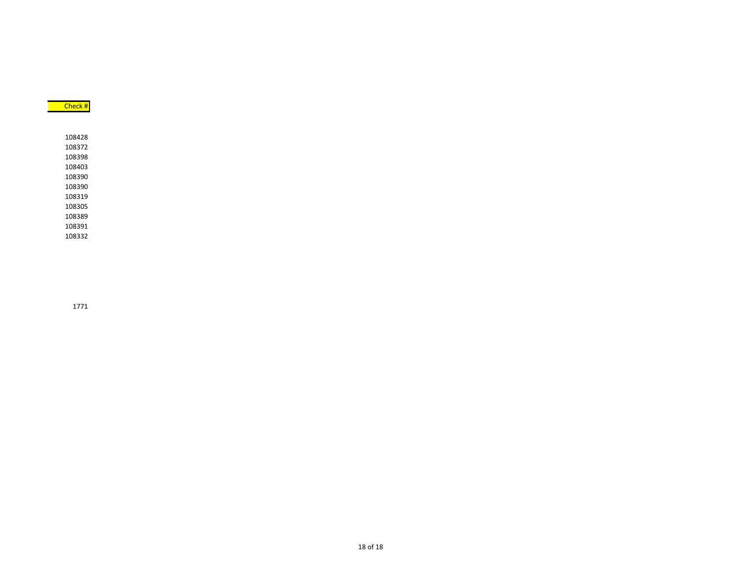| Check # |
| --- |
| |
| 108428 |
| 108372 |
| 108398 |
| 108403 |
| 108390 |
| 108390 |
| 108319 |
| 108305 |
| 108389 |
| 108391 |
| 108332 |
| |
| 1771 |